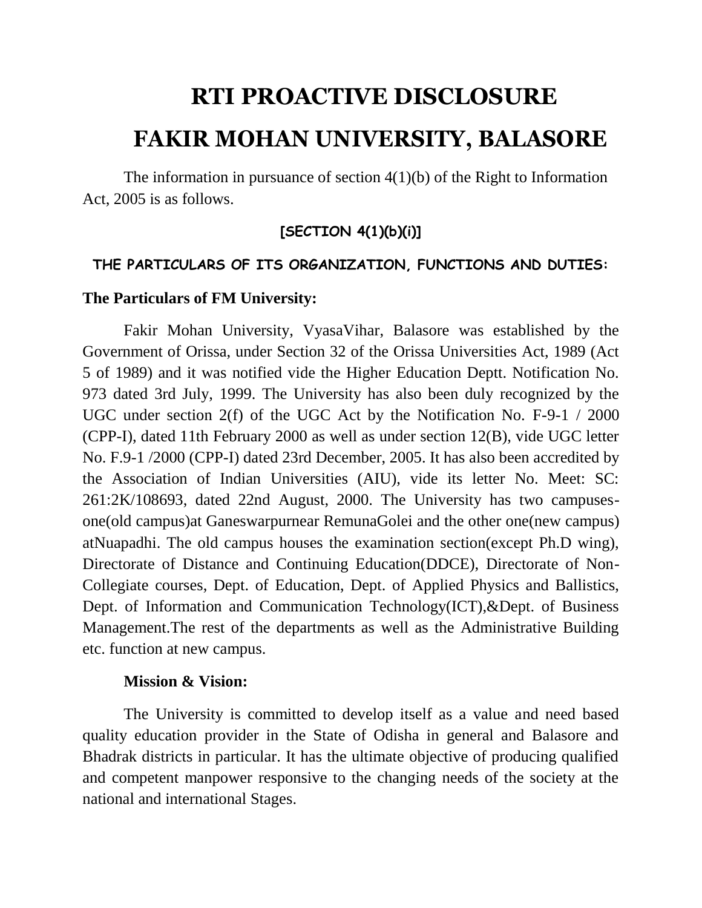# RTI PROACTIVE DISCLOSURE

# FAKIR MOHAN UNIVERSITY, BALASORE

The information in pursuance of section 4(1)(b) of the Right to Information Act, 2005 is as follows.

### [SECTION 4(1)(b)(i)]

### THE PARTICULARS OF ITS ORGANIZATION, FUNCTIONS AND DUTIES:

**The Particulars of FM University:**

Fakir Mohan University, VyasaVihar, Balasore was established by the Government of Orissa, under Section 32 of the Orissa Universities Act, 1989 (Act 5 of 1989) and it was notified vide the Higher Education Deptt. Notification No. 973 dated 3rd July, 1999. The University has also been duly recognized by the UGC under section 2(f) of the UGC Act by the Notification No. F-9-1 / 2000 (CPP-I), dated 11th February 2000 as well as under section 12(B), vide UGC letter No. F.9-1 /2000 (CPP-I) dated 23rd December, 2005. It has also been accredited by the Association of Indian Universities (AIU), vide its letter No. Meet: SC: 261:2K/108693, dated 22nd August, 2000. The University has two campuses-one(old campus)at Ganeswarpurnear RemunaGolei and the other one(new campus) atNuapadhi. The old campus houses the examination section(except Ph.D wing), Directorate of Distance and Continuing Education(DDCE), Directorate of Non-Collegiate courses, Dept. of Education, Dept. of Applied Physics and Ballistics, Dept. of Information and Communication Technology(ICT),&Dept. of Business Management.The rest of the departments as well as the Administrative Building etc. function at new campus.

**Mission & Vision:**

The University is committed to develop itself as a value and need based quality education provider in the State of Odisha in general and Balasore and Bhadrak districts in particular. It has the ultimate objective of producing qualified and competent manpower responsive to the changing needs of the society at the national and international Stages.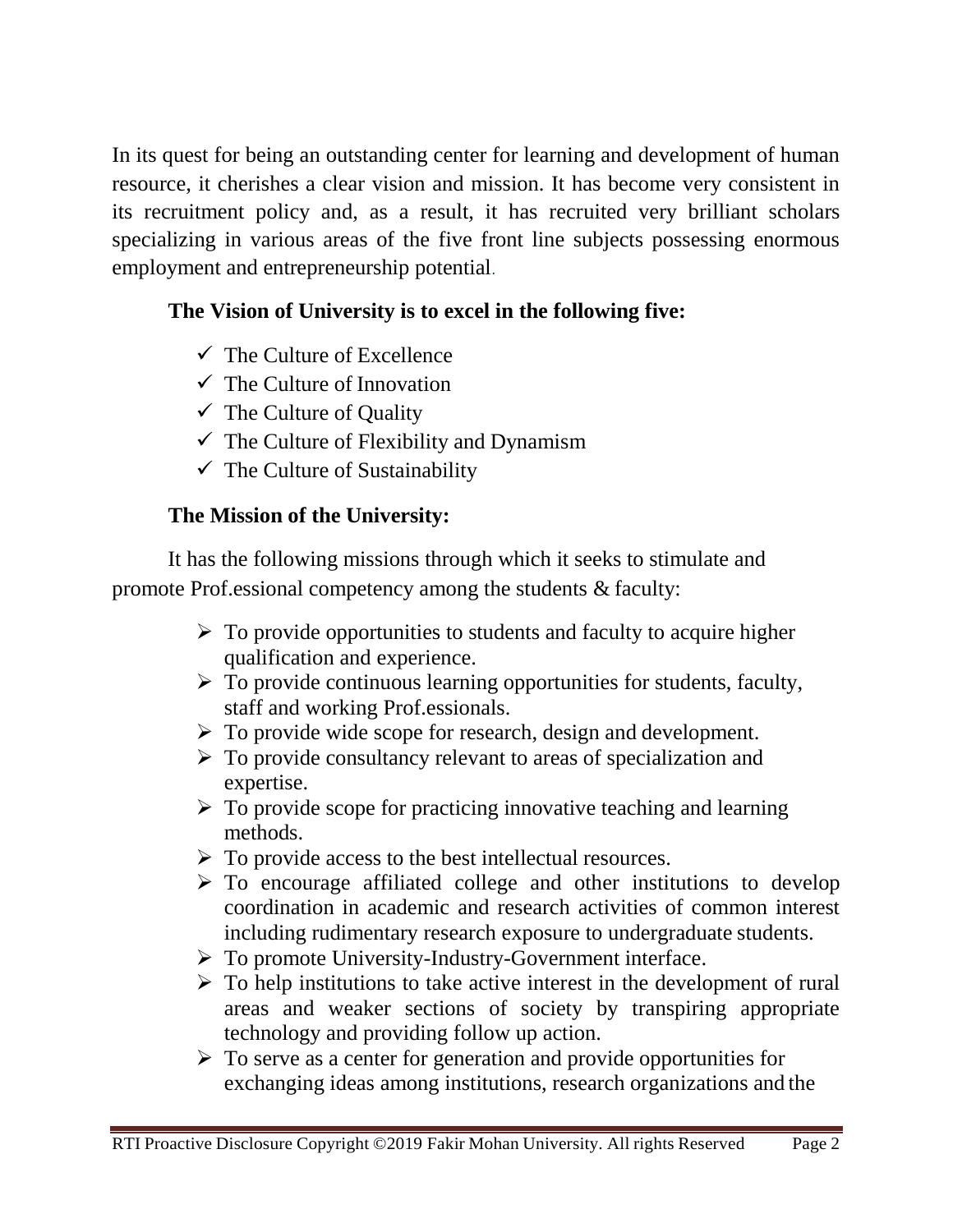In its quest for being an outstanding center for learning and development of human resource, it cherishes a clear vision and mission. It has become very consistent in its recruitment policy and, as a result, it has recruited very brilliant scholars specializing in various areas of the five front line subjects possessing enormous employment and entrepreneurship potential.

**The Vision of University is to excel in the following five:**

- ✓ The Culture of Excellence
- ✓ The Culture of Innovation
- ✓ The Culture of Quality
- ✓ The Culture of Flexibility and Dynamism
- ✓ The Culture of Sustainability

**The Mission of the University:**

It has the following missions through which it seeks to stimulate and promote Prof.essional competency among the students & faculty:

- To provide opportunities to students and faculty to acquire higher qualification and experience.
- To provide continuous learning opportunities for students, faculty, staff and working Prof.essionals.
- To provide wide scope for research, design and development.
- To provide consultancy relevant to areas of specialization and expertise.
- To provide scope for practicing innovative teaching and learning methods.
- To provide access to the best intellectual resources.
- To encourage affiliated college and other institutions to develop coordination in academic and research activities of common interest including rudimentary research exposure to undergraduate students.
- To promote University-Industry-Government interface.
- To help institutions to take active interest in the development of rural areas and weaker sections of society by transpiring appropriate technology and providing follow up action.
- To serve as a center for generation and provide opportunities for exchanging ideas among institutions, research organizations and the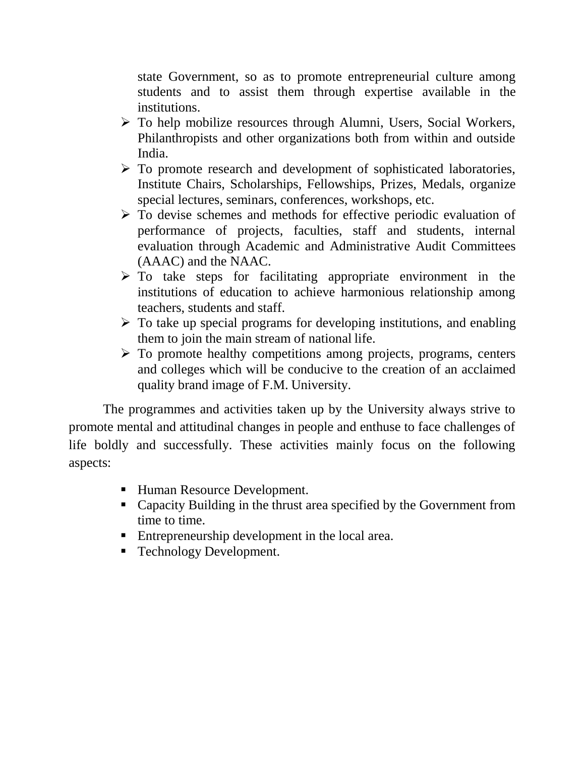state Government, so as to promote entrepreneurial culture among students and to assist them through expertise available in the institutions.

- To help mobilize resources through Alumni, Users, Social Workers, Philanthropists and other organizations both from within and outside India.
- To promote research and development of sophisticated laboratories, Institute Chairs, Scholarships, Fellowships, Prizes, Medals, organize special lectures, seminars, conferences, workshops, etc.
- To devise schemes and methods for effective periodic evaluation of performance of projects, faculties, staff and students, internal evaluation through Academic and Administrative Audit Committees (AAAC) and the NAAC.
- To take steps for facilitating appropriate environment in the institutions of education to achieve harmonious relationship among teachers, students and staff.
- To take up special programs for developing institutions, and enabling them to join the main stream of national life.
- To promote healthy competitions among projects, programs, centers and colleges which will be conducive to the creation of an acclaimed quality brand image of F.M. University.

The programmes and activities taken up by the University always strive to promote mental and attitudinal changes in people and enthuse to face challenges of life boldly and successfully. These activities mainly focus on the following aspects:

- Human Resource Development.
- Capacity Building in the thrust area specified by the Government from time to time.
- Entrepreneurship development in the local area.
- Technology Development.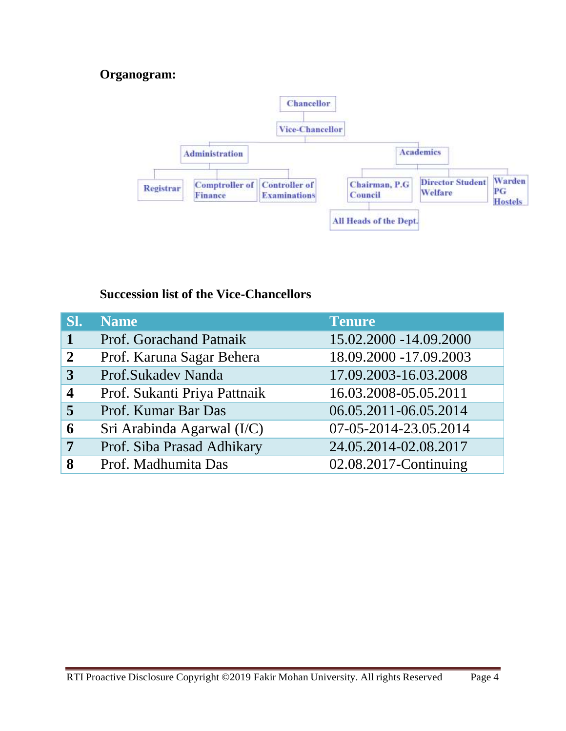**Organogram:**

- Chancellor
  - Vice-Chancellor
    - Administration
      - Registrar
      - Comptroller of Finance
      - Controller of Examinations
    - Academics
      - Chairman, P.G Council
        - All Heads of the Dept.
      - Director Student Welfare
      - Warden PG Hostels

**Succession list of the Vice-Chancellors**

| Sl. | Name | Tenure |
|---|---|---|
| **1** | Prof. Gorachand Patnaik | 15.02.2000 -14.09.2000 |
| **2** | Prof. Karuna Sagar Behera | 18.09.2000 -17.09.2003 |
| **3** | Prof.Sukadev Nanda | 17.09.2003-16.03.2008 |
| **4** | Prof. Sukanti Priya Pattnaik | 16.03.2008-05.05.2011 |
| **5** | Prof. Kumar Bar Das | 06.05.2011-06.05.2014 |
| **6** | Sri Arabinda Agarwal (I/C) | 07-05-2014-23.05.2014 |
| **7** | Prof. Siba Prasad Adhikary | 24.05.2014-02.08.2017 |
| **8** | Prof. Madhumita Das | 02.08.2017-Continuing |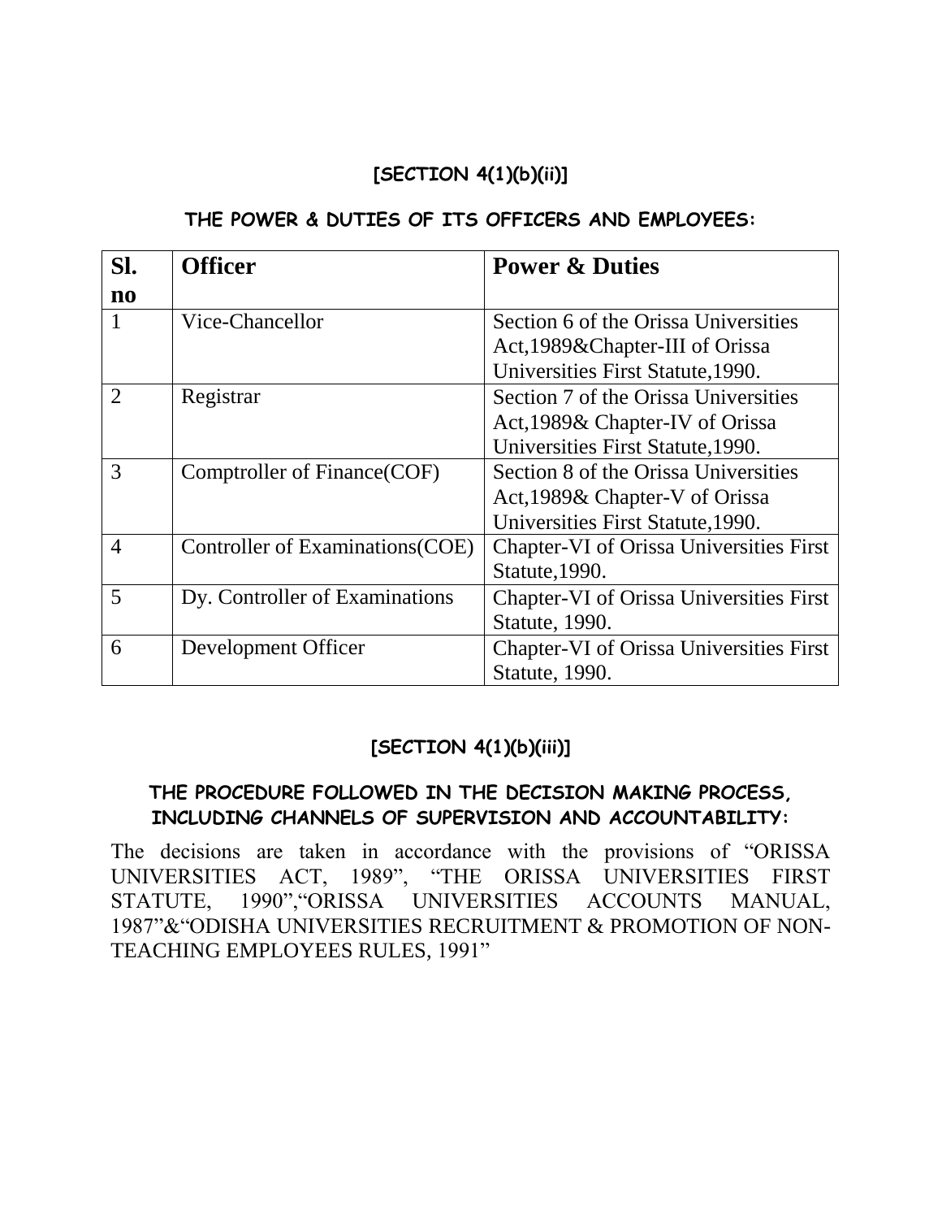## [SECTION 4(1)(b)(ii)]

### THE POWER & DUTIES OF ITS OFFICERS AND EMPLOYEES:

| Sl. no | Officer | Power & Duties |
|---|---|---|
| 1 | Vice-Chancellor | Section 6 of the Orissa Universities Act,1989&Chapter-III of Orissa Universities First Statute,1990. |
| 2 | Registrar | Section 7 of the Orissa Universities Act,1989& Chapter-IV of Orissa Universities First Statute,1990. |
| 3 | Comptroller of Finance(COF) | Section 8 of the Orissa Universities Act,1989& Chapter-V of Orissa Universities First Statute,1990. |
| 4 | Controller of Examinations(COE) | Chapter-VI of Orissa Universities First Statute,1990. |
| 5 | Dy. Controller of Examinations | Chapter-VI of Orissa Universities First Statute, 1990. |
| 6 | Development Officer | Chapter-VI of Orissa Universities First Statute, 1990. |

## [SECTION 4(1)(b)(iii)]

### THE PROCEDURE FOLLOWED IN THE DECISION MAKING PROCESS, INCLUDING CHANNELS OF SUPERVISION AND ACCOUNTABILITY:

The decisions are taken in accordance with the provisions of "ORISSA UNIVERSITIES ACT, 1989", "THE ORISSA UNIVERSITIES FIRST STATUTE, 1990","ORISSA UNIVERSITIES ACCOUNTS MANUAL, 1987"&"ODISHA UNIVERSITIES RECRUITMENT & PROMOTION OF NON-TEACHING EMPLOYEES RULES, 1991"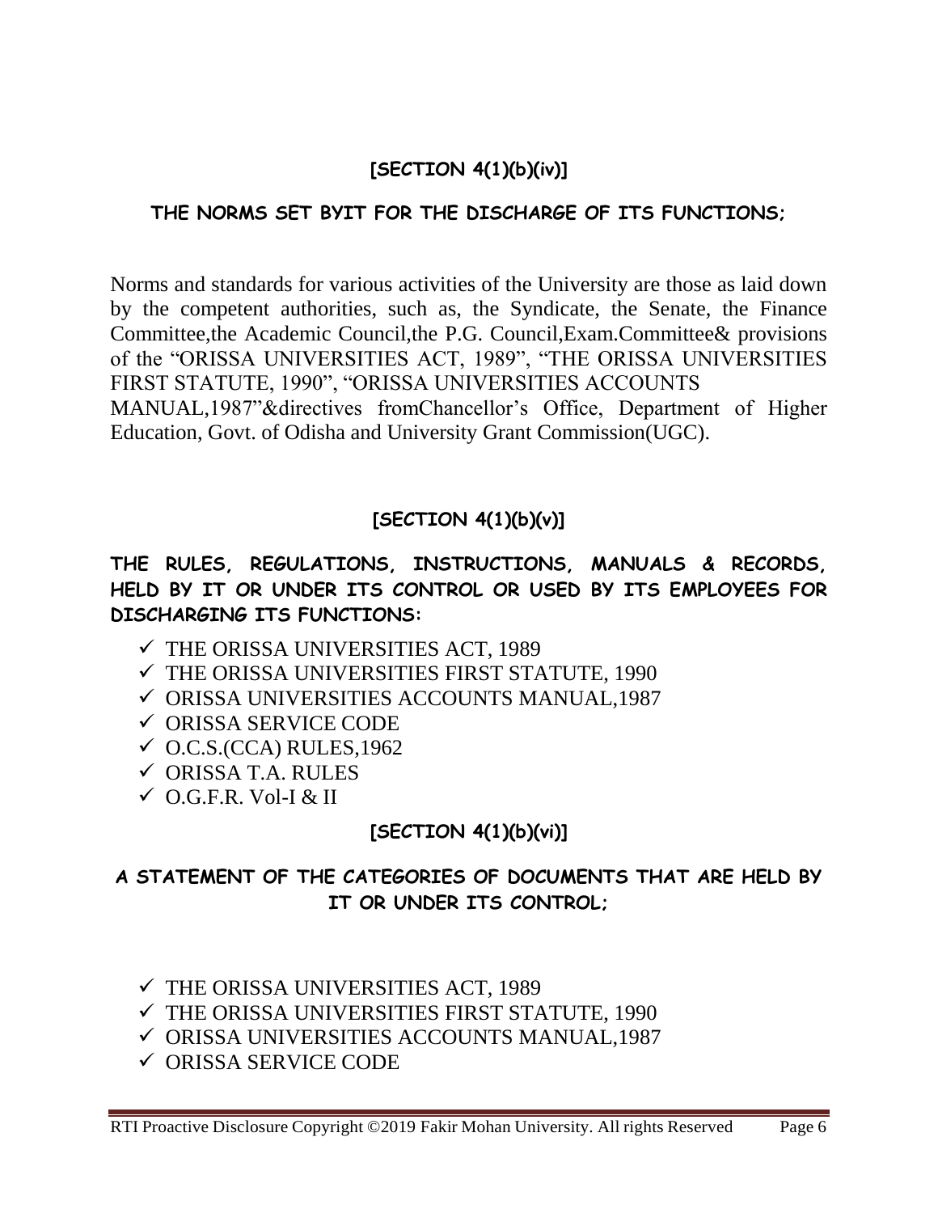## [SECTION 4(1)(b)(iv)]

### THE NORMS SET BYIT FOR THE DISCHARGE OF ITS FUNCTIONS;

Norms and standards for various activities of the University are those as laid down by the competent authorities, such as, the Syndicate, the Senate, the Finance Committee,the Academic Council,the P.G. Council,Exam.Committee& provisions of the "ORISSA UNIVERSITIES ACT, 1989", "THE ORISSA UNIVERSITIES FIRST STATUTE, 1990", "ORISSA UNIVERSITIES ACCOUNTS MANUAL,1987"&directives fromChancellor's Office, Department of Higher Education, Govt. of Odisha and University Grant Commission(UGC).

## [SECTION 4(1)(b)(v)]

### THE RULES, REGULATIONS, INSTRUCTIONS, MANUALS & RECORDS, HELD BY IT OR UNDER ITS CONTROL OR USED BY ITS EMPLOYEES FOR DISCHARGING ITS FUNCTIONS:

- ✓ THE ORISSA UNIVERSITIES ACT, 1989
- ✓ THE ORISSA UNIVERSITIES FIRST STATUTE, 1990
- ✓ ORISSA UNIVERSITIES ACCOUNTS MANUAL,1987
- ✓ ORISSA SERVICE CODE
- ✓ O.C.S.(CCA) RULES,1962
- ✓ ORISSA T.A. RULES
- ✓ O.G.F.R. Vol-I & II

## [SECTION 4(1)(b)(vi)]

### A STATEMENT OF THE CATEGORIES OF DOCUMENTS THAT ARE HELD BY IT OR UNDER ITS CONTROL;

- ✓ THE ORISSA UNIVERSITIES ACT, 1989
- ✓ THE ORISSA UNIVERSITIES FIRST STATUTE, 1990
- ✓ ORISSA UNIVERSITIES ACCOUNTS MANUAL,1987
- ✓ ORISSA SERVICE CODE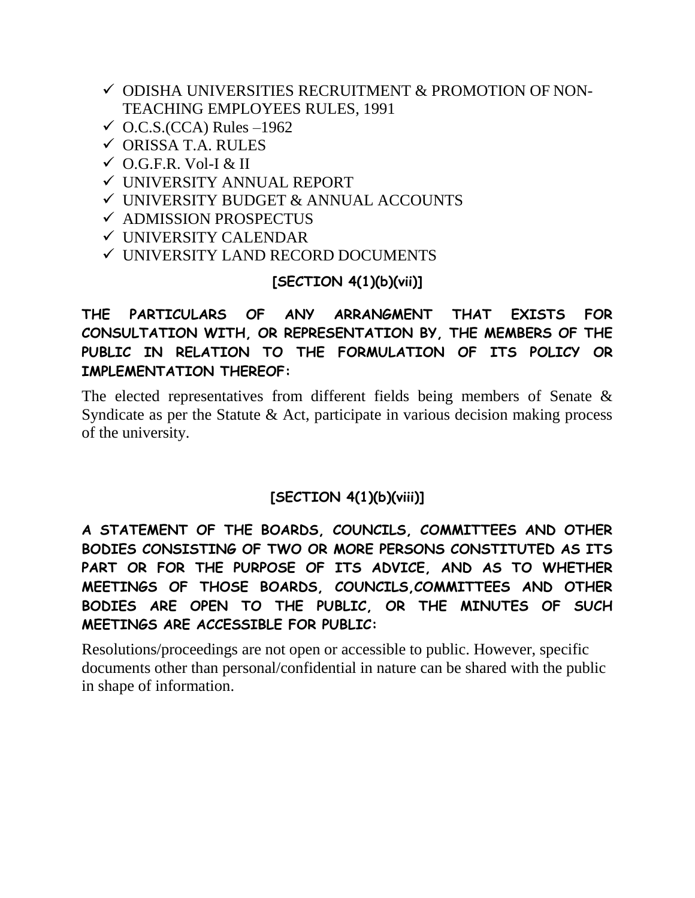- ✓ ODISHA UNIVERSITIES RECRUITMENT & PROMOTION OF NON-TEACHING EMPLOYEES RULES, 1991
- ✓ O.C.S.(CCA) Rules –1962
- ✓ ORISSA T.A. RULES
- ✓ O.G.F.R. Vol-I & II
- ✓ UNIVERSITY ANNUAL REPORT
- ✓ UNIVERSITY BUDGET & ANNUAL ACCOUNTS
- ✓ ADMISSION PROSPECTUS
- ✓ UNIVERSITY CALENDAR
- ✓ UNIVERSITY LAND RECORD DOCUMENTS

## [SECTION 4(1)(b)(vii)]

**THE PARTICULARS OF ANY ARRANGMENT THAT EXISTS FOR CONSULTATION WITH, OR REPRESENTATION BY, THE MEMBERS OF THE PUBLIC IN RELATION TO THE FORMULATION OF ITS POLICY OR IMPLEMENTATION THEREOF:**

The elected representatives from different fields being members of Senate & Syndicate as per the Statute & Act, participate in various decision making process of the university.

## [SECTION 4(1)(b)(viii)]

**A STATEMENT OF THE BOARDS, COUNCILS, COMMITTEES AND OTHER BODIES CONSISTING OF TWO OR MORE PERSONS CONSTITUTED AS ITS PART OR FOR THE PURPOSE OF ITS ADVICE, AND AS TO WHETHER MEETINGS OF THOSE BOARDS, COUNCILS,COMMITTEES AND OTHER BODIES ARE OPEN TO THE PUBLIC, OR THE MINUTES OF SUCH MEETINGS ARE ACCESSIBLE FOR PUBLIC:**

Resolutions/proceedings are not open or accessible to public. However, specific documents other than personal/confidential in nature can be shared with the public in shape of information.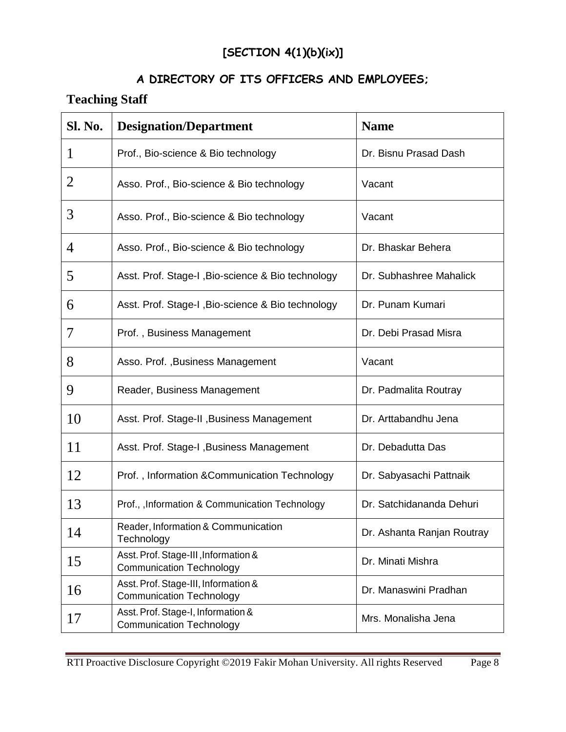**[SECTION 4(1)(b)(ix)]**

**A DIRECTORY OF ITS OFFICERS AND EMPLOYEES;**

## Teaching Staff

| Sl. No. | Designation/Department | Name |
|---|---|---|
| 1 | Prof., Bio-science & Bio technology | Dr. Bisnu Prasad Dash |
| 2 | Asso. Prof., Bio-science & Bio technology | Vacant |
| 3 | Asso. Prof., Bio-science & Bio technology | Vacant |
| 4 | Asso. Prof., Bio-science & Bio technology | Dr. Bhaskar Behera |
| 5 | Asst. Prof. Stage-I ,Bio-science & Bio technology | Dr. Subhashree Mahalick |
| 6 | Asst. Prof. Stage-I ,Bio-science & Bio technology | Dr. Punam Kumari |
| 7 | Prof. , Business Management | Dr. Debi Prasad Misra |
| 8 | Asso. Prof. ,Business Management | Vacant |
| 9 | Reader, Business Management | Dr. Padmalita Routray |
| 10 | Asst. Prof. Stage-II ,Business Management | Dr. Arttabandhu Jena |
| 11 | Asst. Prof. Stage-I ,Business Management | Dr. Debadutta Das |
| 12 | Prof. , Information &Communication Technology | Dr. Sabyasachi Pattnaik |
| 13 | Prof., ,Information & Communication Technology | Dr. Satchidananda Dehuri |
| 14 | Reader, Information & Communication Technology | Dr. Ashanta Ranjan Routray |
| 15 | Asst. Prof. Stage-III ,Information & Communication Technology | Dr. Minati Mishra |
| 16 | Asst. Prof. Stage-III, Information & Communication Technology | Dr. Manaswini Pradhan |
| 17 | Asst. Prof. Stage-I, Information & Communication Technology | Mrs. Monalisha Jena |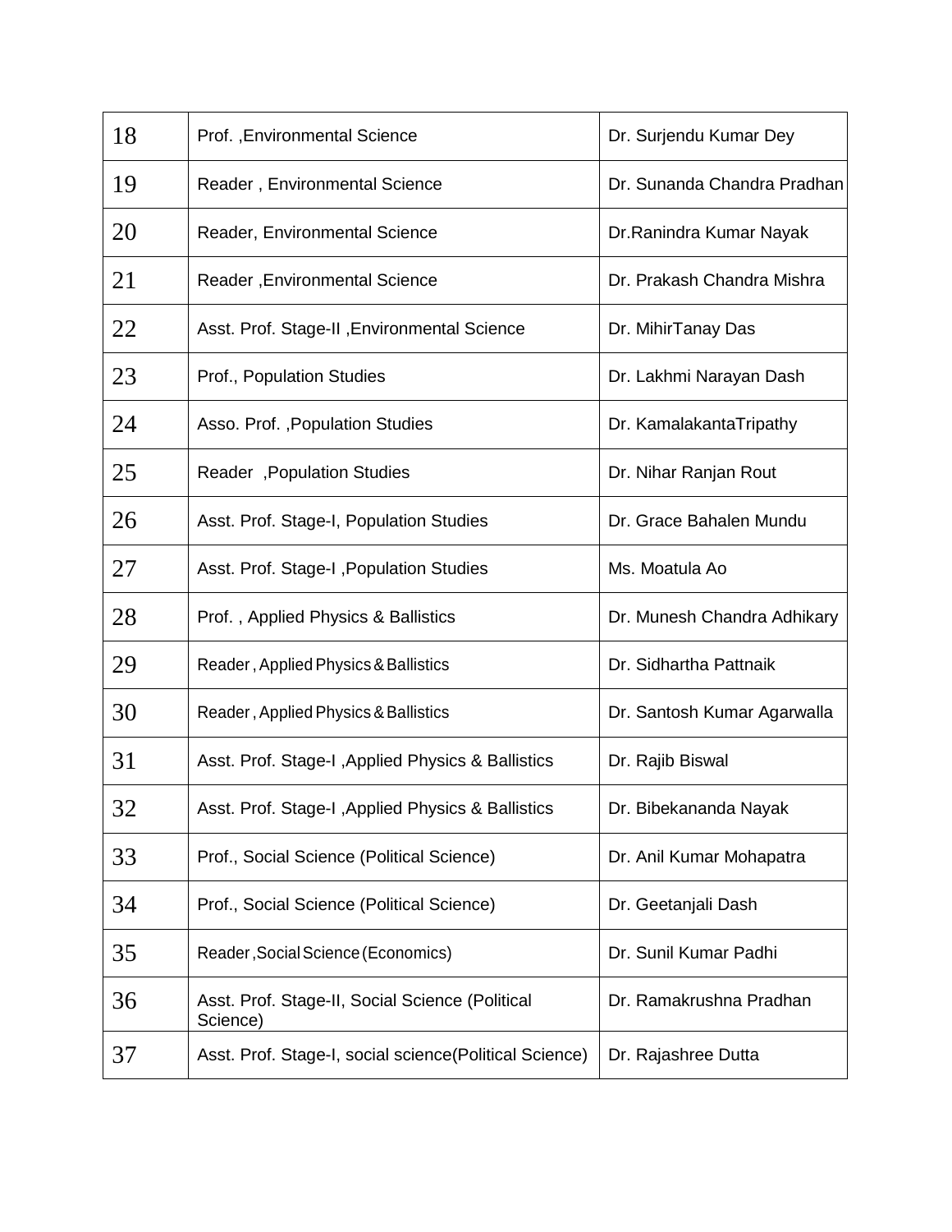| 18 | Prof. ,Environmental Science | Dr. Surjendu Kumar Dey |
|---|---|---|
| 19 | Reader , Environmental Science | Dr. Sunanda Chandra Pradhan |
| 20 | Reader, Environmental Science | Dr.Ranindra Kumar Nayak |
| 21 | Reader ,Environmental Science | Dr. Prakash Chandra Mishra |
| 22 | Asst. Prof. Stage-II ,Environmental Science | Dr. MihirTanay Das |
| 23 | Prof., Population Studies | Dr. Lakhmi Narayan Dash |
| 24 | Asso. Prof. ,Population Studies | Dr. KamalakantaTripathy |
| 25 | Reader ,Population Studies | Dr. Nihar Ranjan Rout |
| 26 | Asst. Prof. Stage-I, Population Studies | Dr. Grace Bahalen Mundu |
| 27 | Asst. Prof. Stage-I ,Population Studies | Ms. Moatula Ao |
| 28 | Prof. , Applied Physics & Ballistics | Dr. Munesh Chandra Adhikary |
| 29 | Reader , Applied Physics & Ballistics | Dr. Sidhartha Pattnaik |
| 30 | Reader , Applied Physics & Ballistics | Dr. Santosh Kumar Agarwalla |
| 31 | Asst. Prof. Stage-I ,Applied Physics & Ballistics | Dr. Rajib Biswal |
| 32 | Asst. Prof. Stage-I ,Applied Physics & Ballistics | Dr. Bibekananda Nayak |
| 33 | Prof., Social Science (Political Science) | Dr. Anil Kumar Mohapatra |
| 34 | Prof., Social Science (Political Science) | Dr. Geetanjali Dash |
| 35 | Reader ,Social Science (Economics) | Dr. Sunil Kumar Padhi |
| 36 | Asst. Prof. Stage-II, Social Science (Political Science) | Dr. Ramakrushna Pradhan |
| 37 | Asst. Prof. Stage-I, social science(Political Science) | Dr. Rajashree Dutta |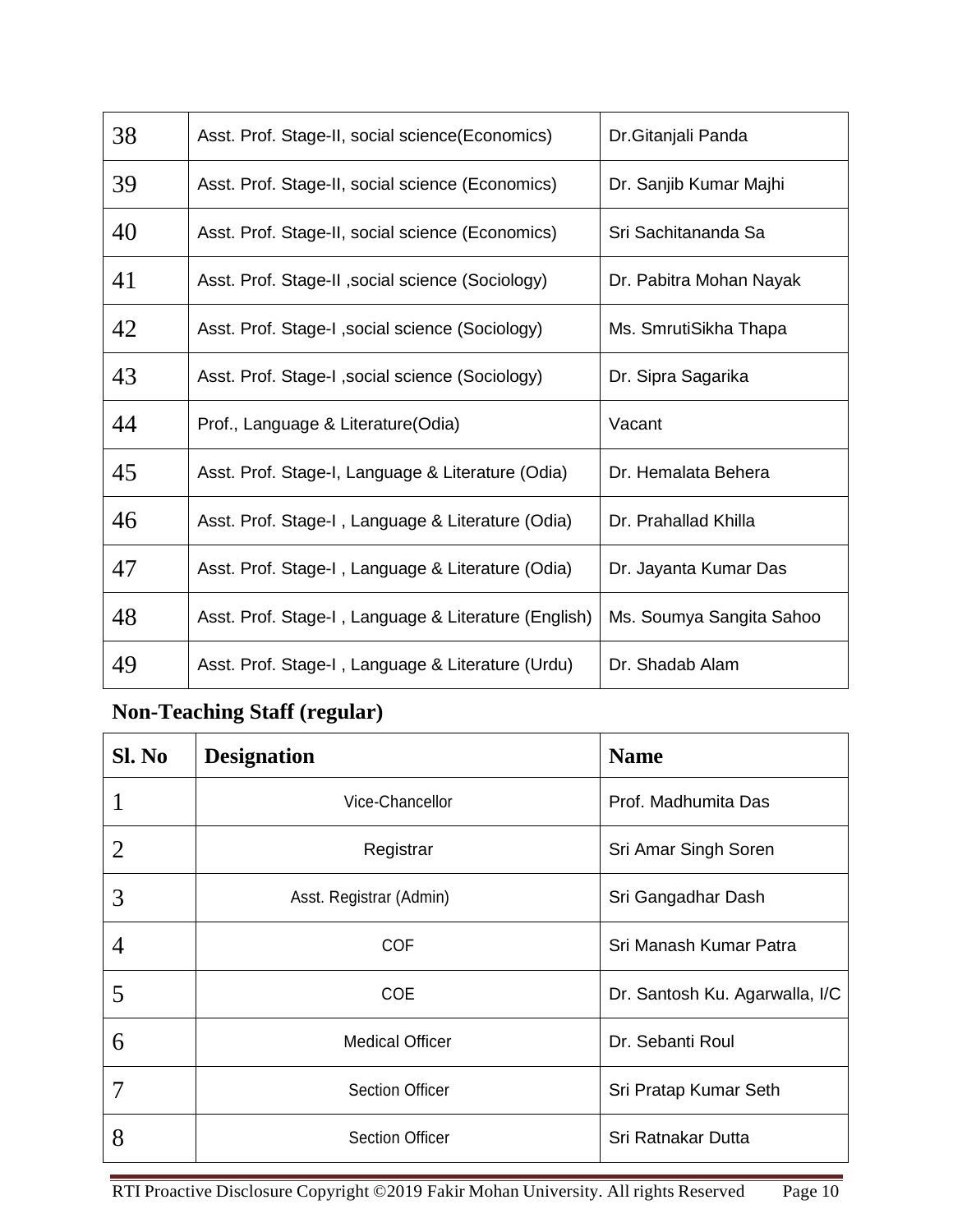| | | |
|---|---|---|
| 38 | Asst. Prof. Stage-II, social science(Economics) | Dr.Gitanjali Panda |
| 39 | Asst. Prof. Stage-II, social science (Economics) | Dr. Sanjib Kumar Majhi |
| 40 | Asst. Prof. Stage-II, social science (Economics) | Sri Sachitananda Sa |
| 41 | Asst. Prof. Stage-II ,social science (Sociology) | Dr. Pabitra Mohan Nayak |
| 42 | Asst. Prof. Stage-I ,social science (Sociology) | Ms. SmrutiSikha Thapa |
| 43 | Asst. Prof. Stage-I ,social science (Sociology) | Dr. Sipra Sagarika |
| 44 | Prof., Language & Literature(Odia) | Vacant |
| 45 | Asst. Prof. Stage-I, Language & Literature (Odia) | Dr. Hemalata Behera |
| 46 | Asst. Prof. Stage-I , Language & Literature (Odia) | Dr. Prahallad Khilla |
| 47 | Asst. Prof. Stage-I , Language & Literature (Odia) | Dr. Jayanta Kumar Das |
| 48 | Asst. Prof. Stage-I , Language & Literature (English) | Ms. Soumya Sangita Sahoo |
| 49 | Asst. Prof. Stage-I , Language & Literature (Urdu) | Dr. Shadab Alam |

**Non-Teaching Staff (regular)**

| Sl. No | Designation | Name |
|---|---|---|
| 1 | Vice-Chancellor | Prof. Madhumita Das |
| 2 | Registrar | Sri Amar Singh Soren |
| 3 | Asst. Registrar (Admin) | Sri Gangadhar Dash |
| 4 | COF | Sri Manash Kumar Patra |
| 5 | COE | Dr. Santosh Ku. Agarwalla, I/C |
| 6 | Medical Officer | Dr. Sebanti Roul |
| 7 | Section Officer | Sri Pratap Kumar Seth |
| 8 | Section Officer | Sri Ratnakar Dutta |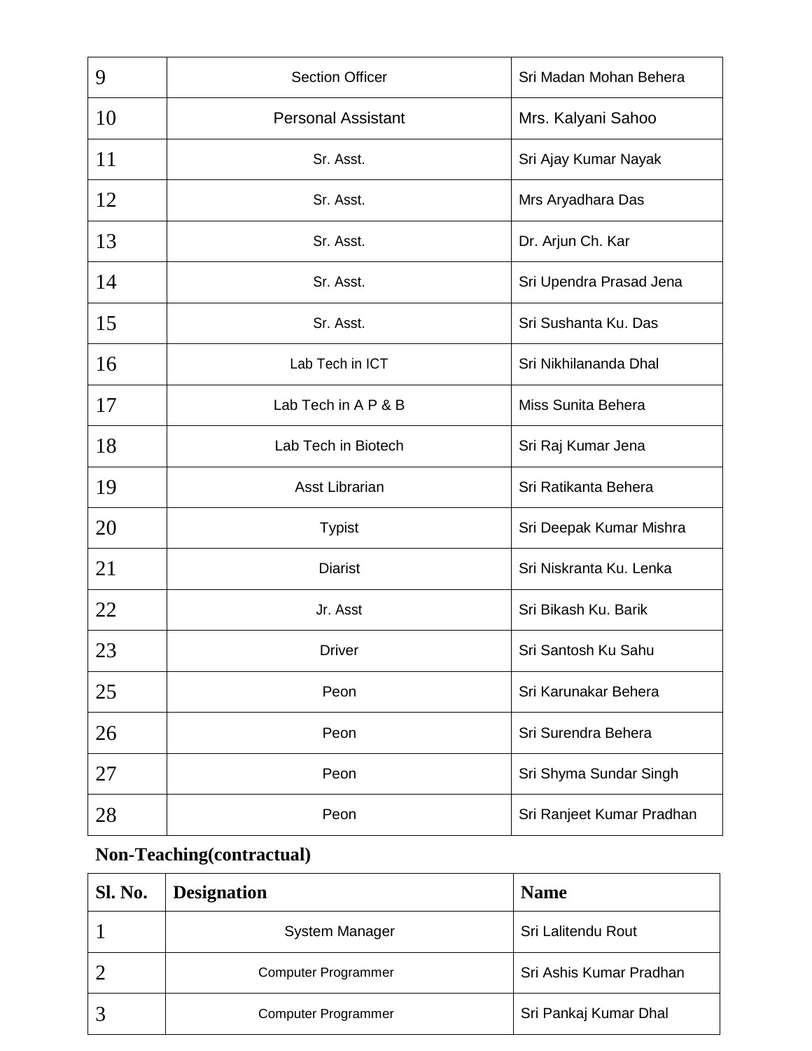| | | |
|---|---|---|
| 9 | Section Officer | Sri Madan Mohan Behera |
| 10 | Personal Assistant | Mrs. Kalyani Sahoo |
| 11 | Sr. Asst. | Sri Ajay Kumar Nayak |
| 12 | Sr. Asst. | Mrs Aryadhara Das |
| 13 | Sr. Asst. | Dr. Arjun Ch. Kar |
| 14 | Sr. Asst. | Sri Upendra Prasad Jena |
| 15 | Sr. Asst. | Sri Sushanta Ku. Das |
| 16 | Lab Tech in ICT | Sri Nikhilananda Dhal |
| 17 | Lab Tech in A P & B | Miss Sunita Behera |
| 18 | Lab Tech in Biotech | Sri Raj Kumar Jena |
| 19 | Asst Librarian | Sri Ratikanta Behera |
| 20 | Typist | Sri Deepak Kumar Mishra |
| 21 | Diarist | Sri Niskranta Ku. Lenka |
| 22 | Jr. Asst | Sri Bikash Ku. Barik |
| 23 | Driver | Sri Santosh Ku Sahu |
| 25 | Peon | Sri Karunakar Behera |
| 26 | Peon | Sri Surendra Behera |
| 27 | Peon | Sri Shyma Sundar Singh |
| 28 | Peon | Sri Ranjeet Kumar Pradhan |

**Non-Teaching(contractual)**

| Sl. No. | Designation | Name |
|---|---|---|
| 1 | System Manager | Sri Lalitendu Rout |
| 2 | Computer Programmer | Sri Ashis Kumar Pradhan |
| 3 | Computer Programmer | Sri Pankaj Kumar Dhal |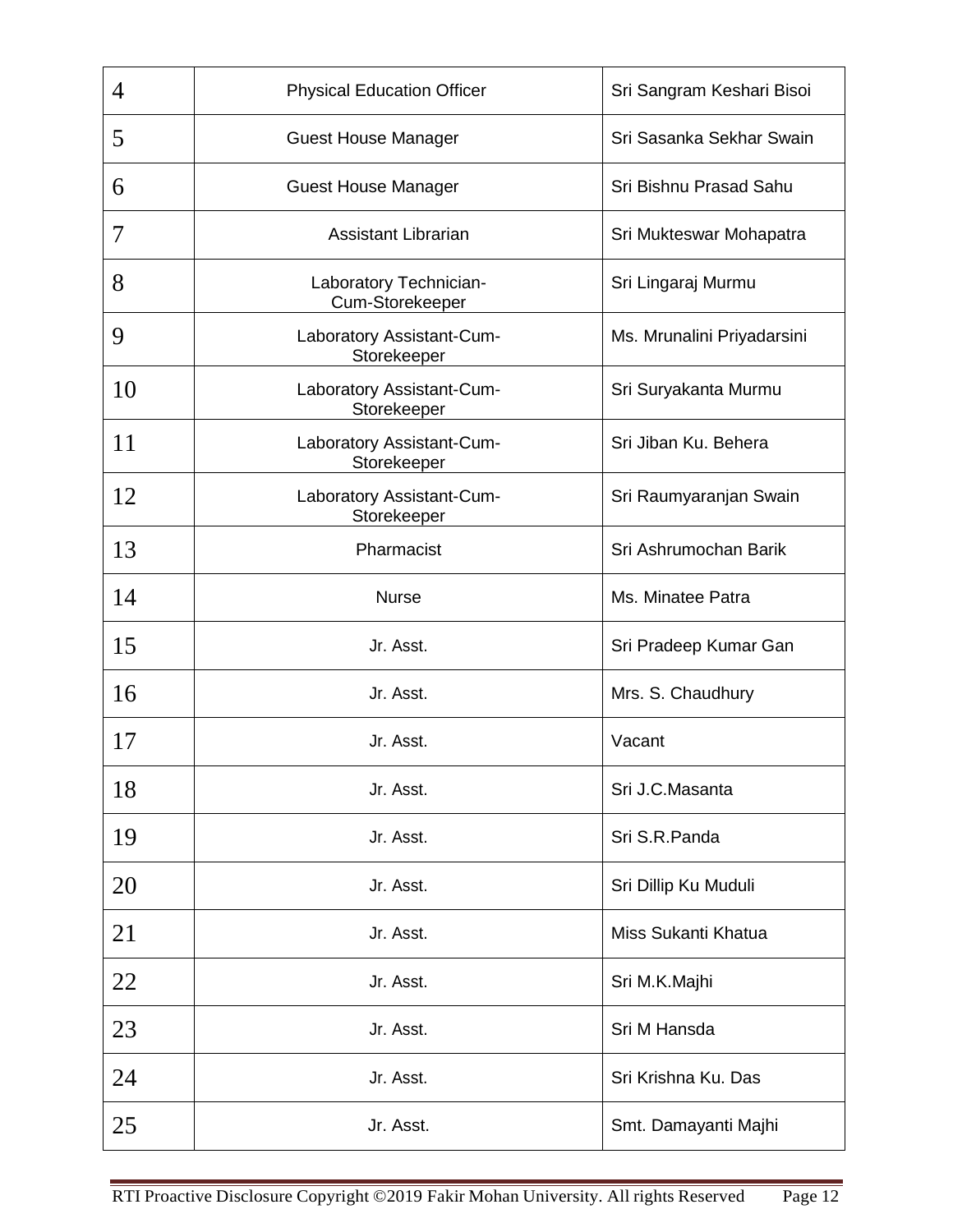| 4 | Physical Education Officer | Sri Sangram Keshari Bisoi |
|---|---|---|
| 5 | Guest House Manager | Sri Sasanka Sekhar Swain |
| 6 | Guest House Manager | Sri Bishnu Prasad Sahu |
| 7 | Assistant Librarian | Sri Mukteswar Mohapatra |
| 8 | Laboratory Technician-Cum-Storekeeper | Sri Lingaraj Murmu |
| 9 | Laboratory Assistant-Cum-Storekeeper | Ms. Mrunalini Priyadarsini |
| 10 | Laboratory Assistant-Cum-Storekeeper | Sri Suryakanta Murmu |
| 11 | Laboratory Assistant-Cum-Storekeeper | Sri Jiban Ku. Behera |
| 12 | Laboratory Assistant-Cum-Storekeeper | Sri Raumyaranjan Swain |
| 13 | Pharmacist | Sri Ashrumochan Barik |
| 14 | Nurse | Ms. Minatee Patra |
| 15 | Jr. Asst. | Sri Pradeep Kumar Gan |
| 16 | Jr. Asst. | Mrs. S. Chaudhury |
| 17 | Jr. Asst. | Vacant |
| 18 | Jr. Asst. | Sri J.C.Masanta |
| 19 | Jr. Asst. | Sri S.R.Panda |
| 20 | Jr. Asst. | Sri Dillip Ku Muduli |
| 21 | Jr. Asst. | Miss Sukanti Khatua |
| 22 | Jr. Asst. | Sri M.K.Majhi |
| 23 | Jr. Asst. | Sri M Hansda |
| 24 | Jr. Asst. | Sri Krishna Ku. Das |
| 25 | Jr. Asst. | Smt. Damayanti Majhi |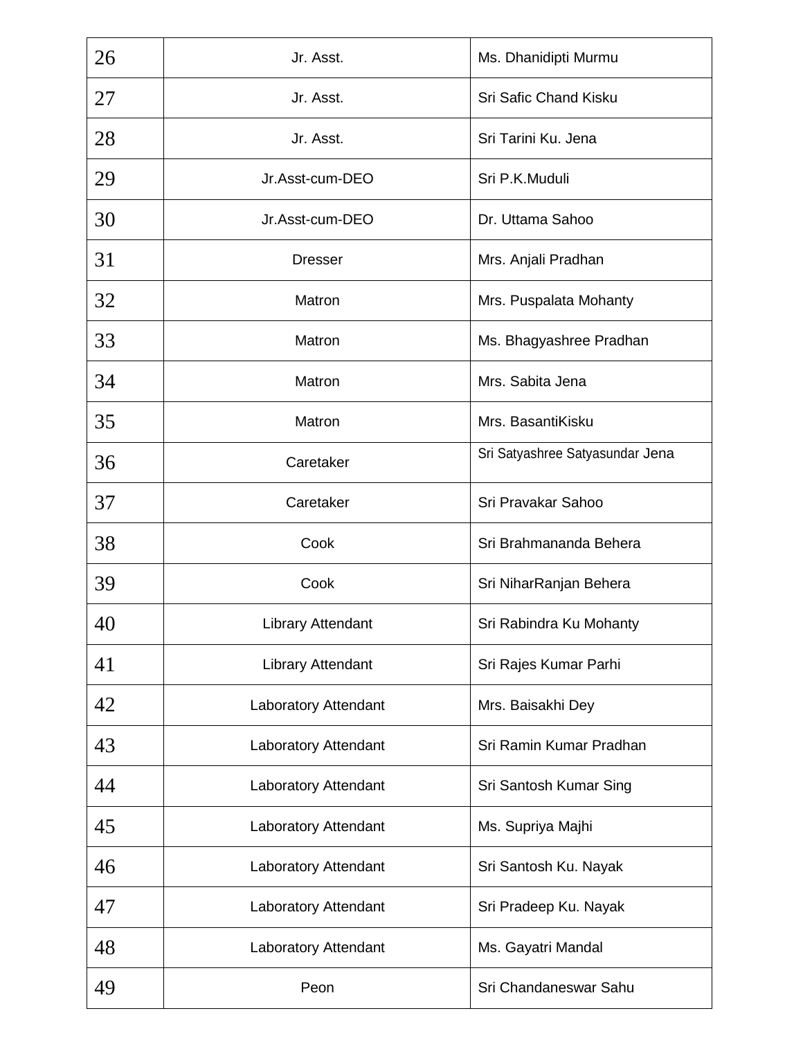| 26 | Jr. Asst. | Ms. Dhanidipti Murmu |
|---|---|---|
| 27 | Jr. Asst. | Sri Safic Chand Kisku |
| 28 | Jr. Asst. | Sri Tarini Ku. Jena |
| 29 | Jr.Asst-cum-DEO | Sri P.K.Muduli |
| 30 | Jr.Asst-cum-DEO | Dr. Uttama Sahoo |
| 31 | Dresser | Mrs. Anjali Pradhan |
| 32 | Matron | Mrs. Puspalata Mohanty |
| 33 | Matron | Ms. Bhagyashree Pradhan |
| 34 | Matron | Mrs. Sabita Jena |
| 35 | Matron | Mrs. BasantiKisku |
| 36 | Caretaker | Sri Satyashree Satyasundar Jena |
| 37 | Caretaker | Sri Pravakar Sahoo |
| 38 | Cook | Sri Brahmananda Behera |
| 39 | Cook | Sri NiharRanjan Behera |
| 40 | Library Attendant | Sri Rabindra Ku Mohanty |
| 41 | Library Attendant | Sri Rajes Kumar Parhi |
| 42 | Laboratory Attendant | Mrs. Baisakhi Dey |
| 43 | Laboratory Attendant | Sri Ramin Kumar Pradhan |
| 44 | Laboratory Attendant | Sri Santosh Kumar Sing |
| 45 | Laboratory Attendant | Ms. Supriya Majhi |
| 46 | Laboratory Attendant | Sri Santosh Ku. Nayak |
| 47 | Laboratory Attendant | Sri Pradeep Ku. Nayak |
| 48 | Laboratory Attendant | Ms. Gayatri Mandal |
| 49 | Peon | Sri Chandaneswar Sahu |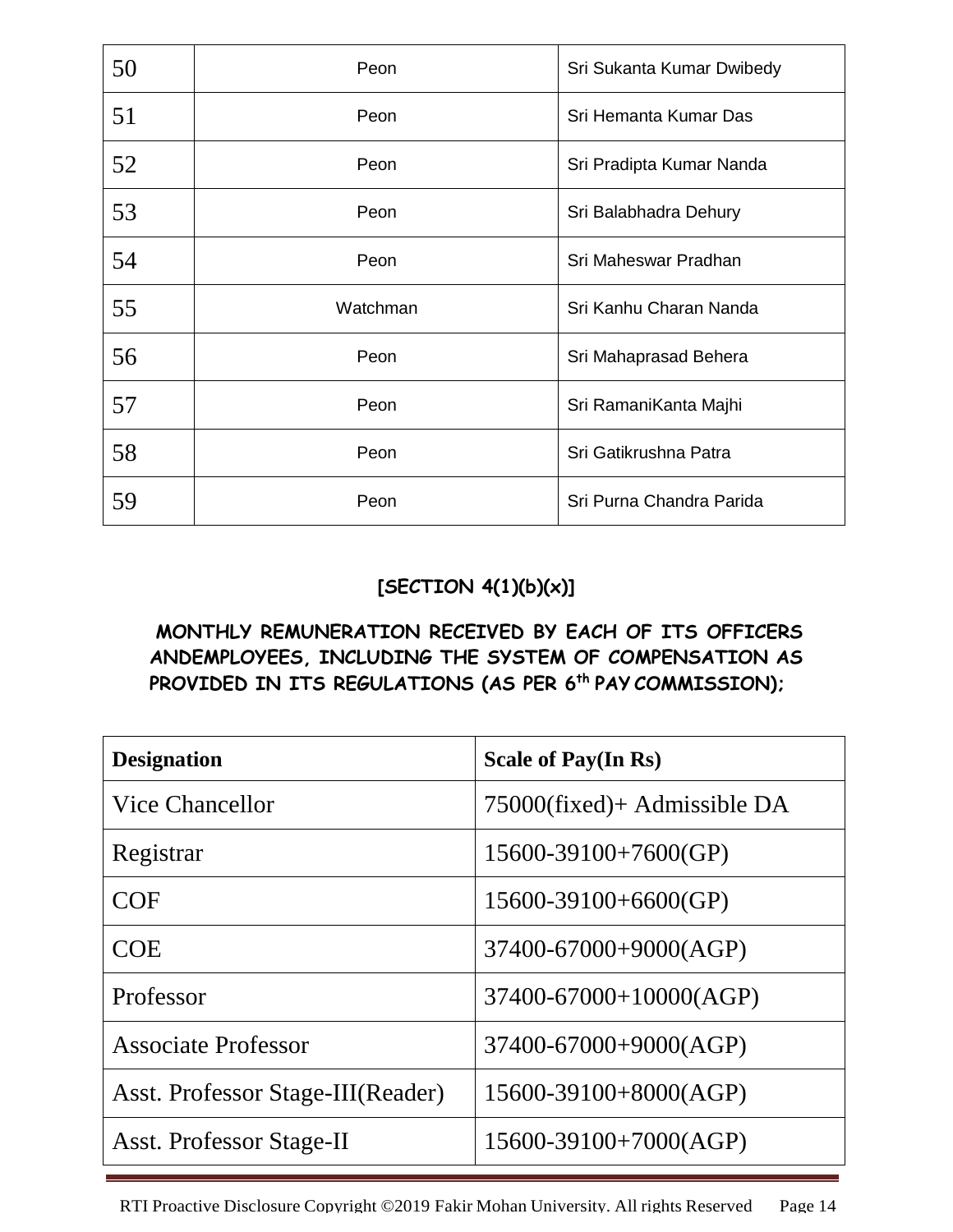| 50 | Peon | Sri Sukanta Kumar Dwibedy |
|---|---|---|
| 51 | Peon | Sri Hemanta Kumar Das |
| 52 | Peon | Sri Pradipta Kumar Nanda |
| 53 | Peon | Sri Balabhadra Dehury |
| 54 | Peon | Sri Maheswar Pradhan |
| 55 | Watchman | Sri Kanhu Charan Nanda |
| 56 | Peon | Sri Mahaprasad Behera |
| 57 | Peon | Sri RamaniKanta Majhi |
| 58 | Peon | Sri Gatikrushna Patra |
| 59 | Peon | Sri Purna Chandra Parida |

**[SECTION 4(1)(b)(x)]**

**MONTHLY REMUNERATION RECEIVED BY EACH OF ITS OFFICERS ANDEMPLOYEES, INCLUDING THE SYSTEM OF COMPENSATION AS PROVIDED IN ITS REGULATIONS (AS PER 6th PAY COMMISSION);**

| Designation | Scale of Pay(In Rs) |
|---|---|
| Vice Chancellor | 75000(fixed)+ Admissible DA |
| Registrar | 15600-39100+7600(GP) |
| COF | 15600-39100+6600(GP) |
| COE | 37400-67000+9000(AGP) |
| Professor | 37400-67000+10000(AGP) |
| Associate Professor | 37400-67000+9000(AGP) |
| Asst. Professor Stage-III(Reader) | 15600-39100+8000(AGP) |
| Asst. Professor Stage-II | 15600-39100+7000(AGP) |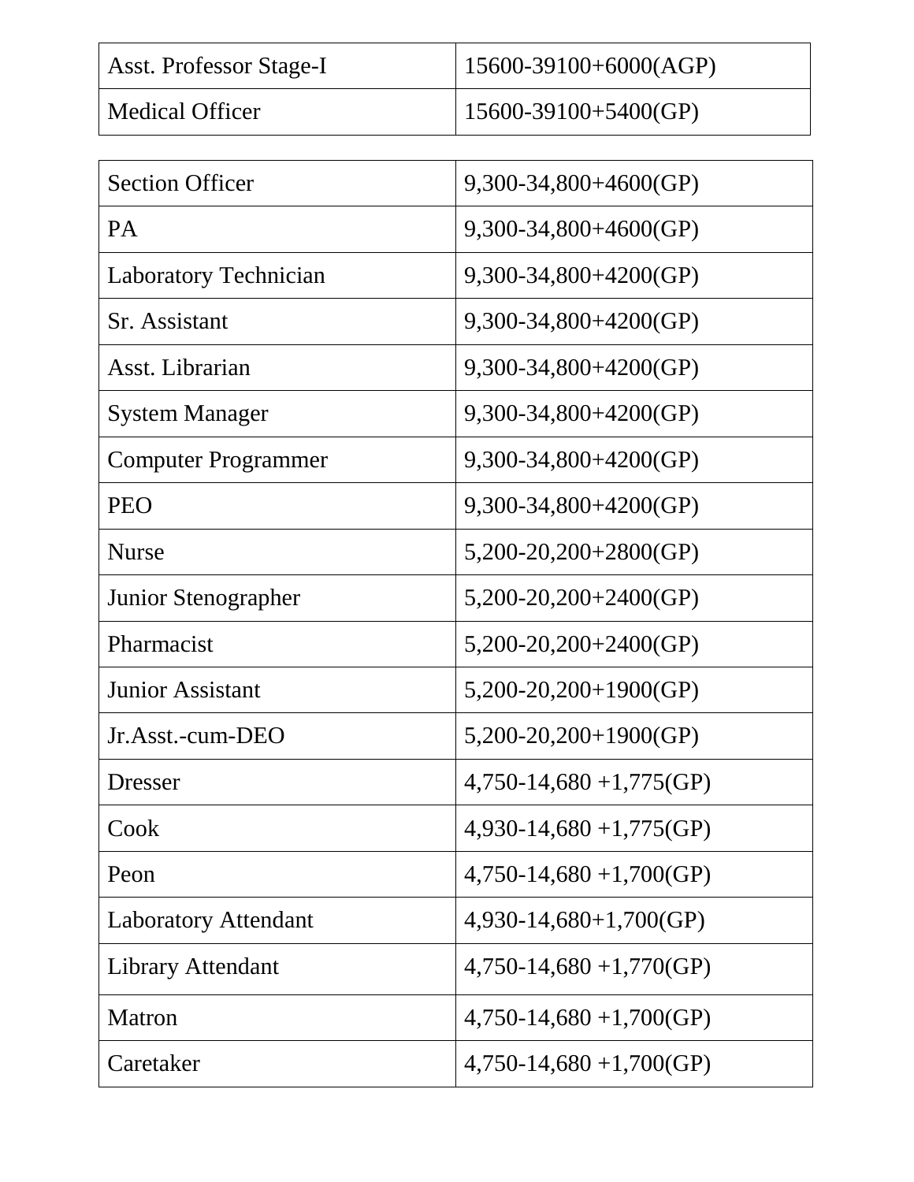| Asst. Professor Stage-I | 15600-39100+6000(AGP) |
|---|---|
| Medical Officer | 15600-39100+5400(GP) |

| Section Officer | 9,300-34,800+4600(GP) |
|---|---|
| PA | 9,300-34,800+4600(GP) |
| Laboratory Technician | 9,300-34,800+4200(GP) |
| Sr. Assistant | 9,300-34,800+4200(GP) |
| Asst. Librarian | 9,300-34,800+4200(GP) |
| System Manager | 9,300-34,800+4200(GP) |
| Computer Programmer | 9,300-34,800+4200(GP) |
| PEO | 9,300-34,800+4200(GP) |
| Nurse | 5,200-20,200+2800(GP) |
| Junior Stenographer | 5,200-20,200+2400(GP) |
| Pharmacist | 5,200-20,200+2400(GP) |
| Junior Assistant | 5,200-20,200+1900(GP) |
| Jr.Asst.-cum-DEO | 5,200-20,200+1900(GP) |
| Dresser | 4,750-14,680 +1,775(GP) |
| Cook | 4,930-14,680 +1,775(GP) |
| Peon | 4,750-14,680 +1,700(GP) |
| Laboratory Attendant | 4,930-14,680+1,700(GP) |
| Library Attendant | 4,750-14,680 +1,770(GP) |
| Matron | 4,750-14,680 +1,700(GP) |
| Caretaker | 4,750-14,680 +1,700(GP) |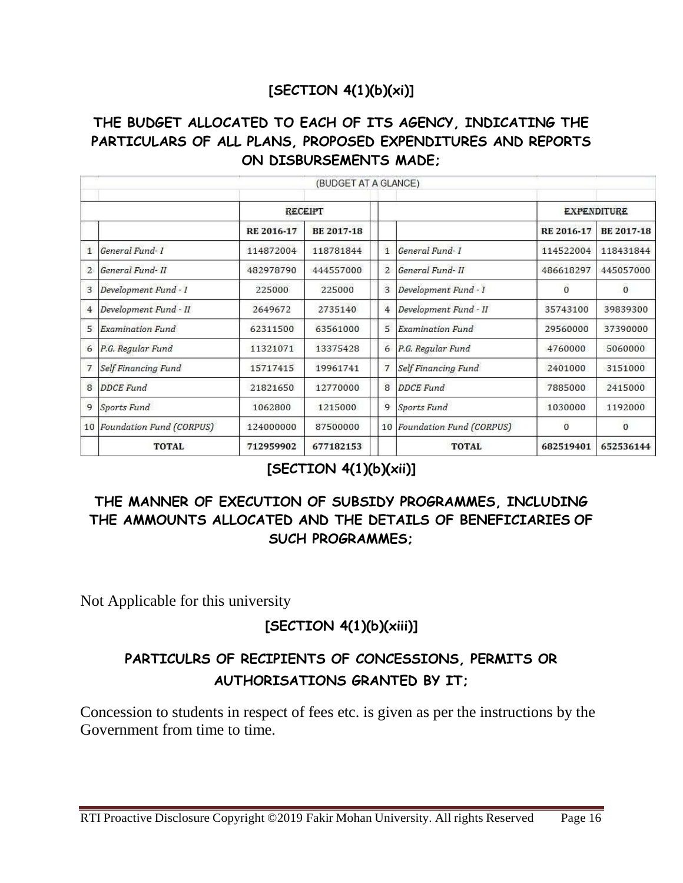## [SECTION 4(1)(b)(xi)]

## THE BUDGET ALLOCATED TO EACH OF ITS AGENCY, INDICATING THE PARTICULARS OF ALL PLANS, PROPOSED EXPENDITURES AND REPORTS ON DISBURSEMENTS MADE;

| (BUDGET AT A GLANCE) | | | | | | | |
|---|---|---|---|---|---|---|---|
| | | RECEIPT | | | | EXPENDITURE | |
| | | RE 2016-17 | BE 2017-18 | | | RE 2016-17 | BE 2017-18 |
| 1 | *General Fund- I* | 114872004 | 118781844 | 1 | *General Fund- I* | 114522004 | 118431844 |
| 2 | *General Fund- II* | 482978790 | 444557000 | 2 | *General Fund- II* | 486618297 | 445057000 |
| 3 | *Development Fund - I* | 225000 | 225000 | 3 | *Development Fund - I* | 0 | 0 |
| 4 | *Development Fund - II* | 2649672 | 2735140 | 4 | *Development Fund - II* | 35743100 | 39839300 |
| 5 | *Examination Fund* | 62311500 | 63561000 | 5 | *Examination Fund* | 29560000 | 37390000 |
| 6 | *P.G. Regular Fund* | 11321071 | 13375428 | 6 | *P.G. Regular Fund* | 4760000 | 5060000 |
| 7 | *Self Financing Fund* | 15717415 | 19961741 | 7 | *Self Financing Fund* | 2401000 | 3151000 |
| 8 | *DDCE Fund* | 21821650 | 12770000 | 8 | *DDCE Fund* | 7885000 | 2415000 |
| 9 | *Sports Fund* | 1062800 | 1215000 | 9 | *Sports Fund* | 1030000 | 1192000 |
| 10 | *Foundation Fund (CORPUS)* | 124000000 | 87500000 | 10 | *Foundation Fund (CORPUS)* | 0 | 0 |
| | **TOTAL** | **712959902** | **677182153** | | **TOTAL** | **682519401** | **652536144** |

## [SECTION 4(1)(b)(xii)]

## THE MANNER OF EXECUTION OF SUBSIDY PROGRAMMES, INCLUDING THE AMMOUNTS ALLOCATED AND THE DETAILS OF BENEFICIARIES OF SUCH PROGRAMMES;

Not Applicable for this university

## [SECTION 4(1)(b)(xiii)]

## PARTICULRS OF RECIPIENTS OF CONCESSIONS, PERMITS OR AUTHORISATIONS GRANTED BY IT;

Concession to students in respect of fees etc. is given as per the instructions by the Government from time to time.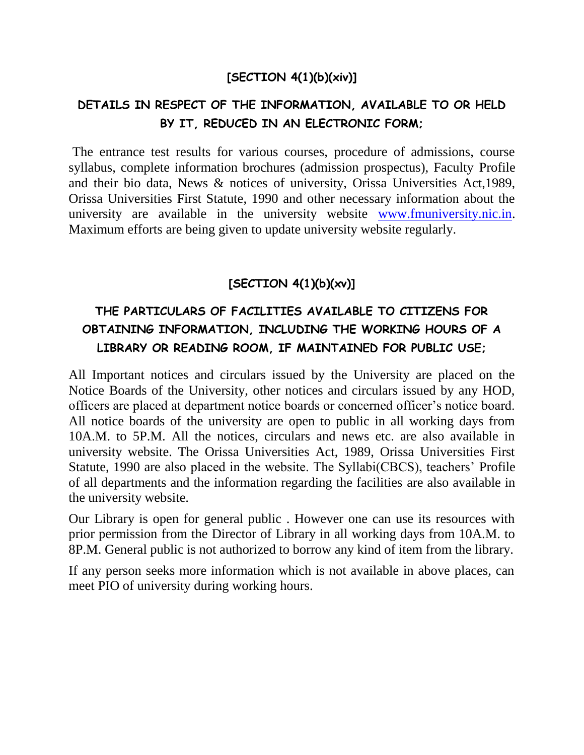## [SECTION 4(1)(b)(xiv)]

## DETAILS IN RESPECT OF THE INFORMATION, AVAILABLE TO OR HELD BY IT, REDUCED IN AN ELECTRONIC FORM;

The entrance test results for various courses, procedure of admissions, course syllabus, complete information brochures (admission prospectus), Faculty Profile and their bio data, News & notices of university, Orissa Universities Act,1989, Orissa Universities First Statute, 1990 and other necessary information about the university are available in the university website www.fmuniversity.nic.in. Maximum efforts are being given to update university website regularly.

## [SECTION 4(1)(b)(xv)]

## THE PARTICULARS OF FACILITIES AVAILABLE TO CITIZENS FOR OBTAINING INFORMATION, INCLUDING THE WORKING HOURS OF A LIBRARY OR READING ROOM, IF MAINTAINED FOR PUBLIC USE;

All Important notices and circulars issued by the University are placed on the Notice Boards of the University, other notices and circulars issued by any HOD, officers are placed at department notice boards or concerned officer's notice board. All notice boards of the university are open to public in all working days from 10A.M. to 5P.M. All the notices, circulars and news etc. are also available in university website. The Orissa Universities Act, 1989, Orissa Universities First Statute, 1990 are also placed in the website. The Syllabi(CBCS), teachers' Profile of all departments and the information regarding the facilities are also available in the university website.

Our Library is open for general public . However one can use its resources with prior permission from the Director of Library in all working days from 10A.M. to 8P.M. General public is not authorized to borrow any kind of item from the library.

If any person seeks more information which is not available in above places, can meet PIO of university during working hours.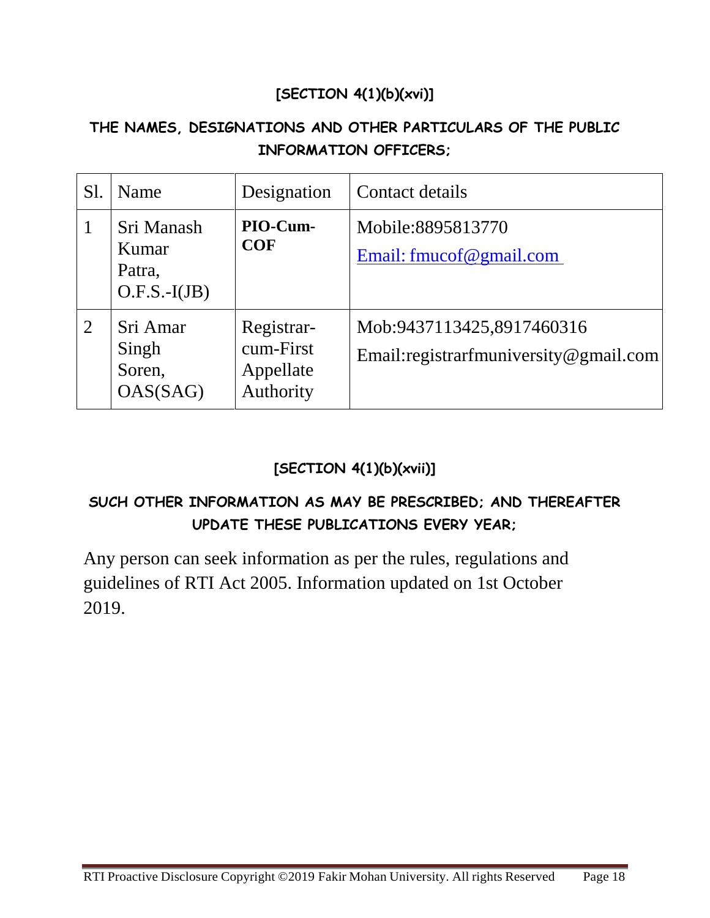## [SECTION 4(1)(b)(xvi)]

## THE NAMES, DESIGNATIONS AND OTHER PARTICULARS OF THE PUBLIC INFORMATION OFFICERS;

| Sl. | Name | Designation | Contact details |
|---|---|---|---|
| 1 | Sri Manash Kumar Patra, O.F.S.-I(JB) | **PIO-Cum-COF** | Mobile:8895813770<br>Email: fmucof@gmail.com |
| 2 | Sri Amar Singh Soren, OAS(SAG) | Registrar-cum-First Appellate Authority | Mob:9437113425,8917460316<br>Email:registrarfmuniversity@gmail.com |

## [SECTION 4(1)(b)(xvii)]

## SUCH OTHER INFORMATION AS MAY BE PRESCRIBED; AND THEREAFTER UPDATE THESE PUBLICATIONS EVERY YEAR;

Any person can seek information as per the rules, regulations and guidelines of RTI Act 2005. Information updated on 1st October 2019.